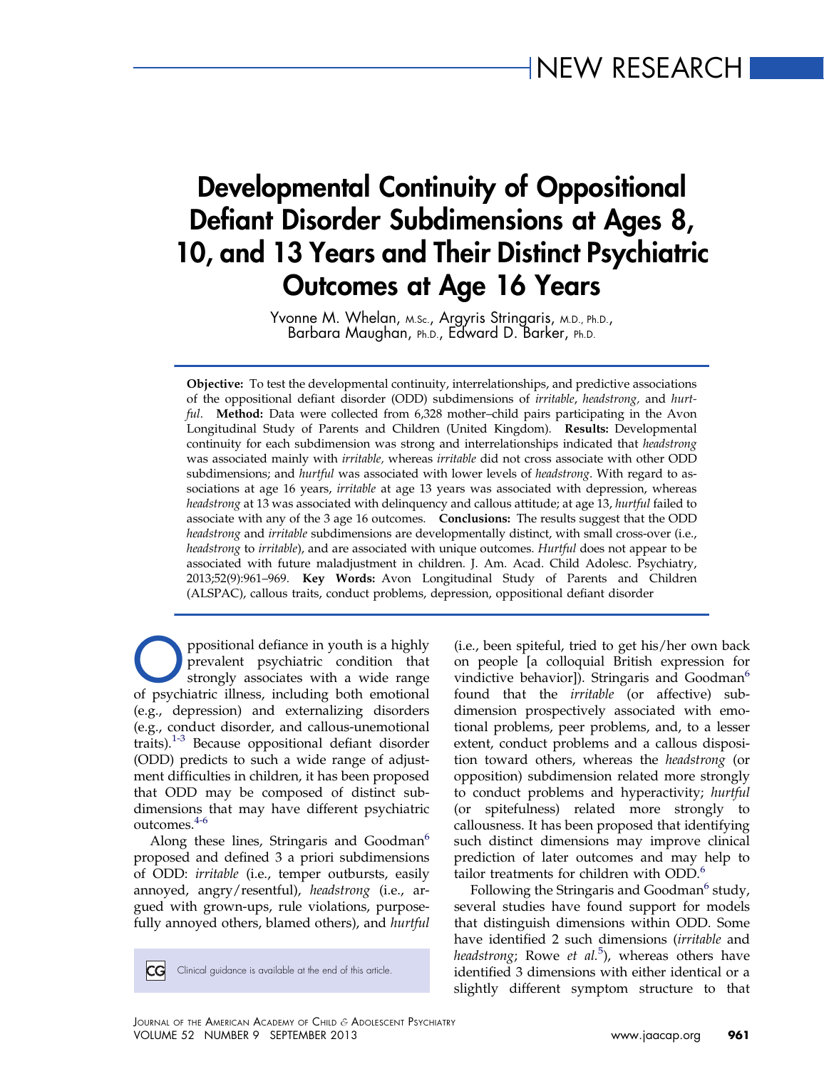NEW RESEARCH

# Developmental Continuity of Oppositional Defiant Disorder Subdimensions at Ages 8, 10, and 13 Years and Their Distinct Psychiatric Outcomes at Age 16 Years

Yvonne M. Whelan, M.Sc., Argyris Stringaris, M.D., Ph.D., Barbara Maughan, Ph.D., Edward D. Barker, Ph.D.

**Objective:** To test the developmental continuity, interrelationships, and predictive associations of the oppositional defiant disorder (ODD) subdimensions of *irritable*, *headstrong*, and *hurtful*. **Method:** Data were collected from 6,328 mother–child pairs participating in the Avon Longitudinal Study of Parents and Children (United Kingdom). **Results:** Developmental continuity for each subdimension was strong and interrelationships indicated that *headstrong* was associated mainly with *irritable*, whereas *irritable* did not cross associate with other ODD subdimensions; and *hurtful* was associated with lower levels of *headstrong*. With regard to associations at age 16 years, *irritable* at age 13 years was associated with depression, whereas *headstrong* at 13 was associated with delinquency and callous attitude; at age 13, *hurtful* failed to associate with any of the 3 age 16 outcomes. **Conclusions:** The results suggest that the ODD *headstrong* and *irritable* subdimensions are developmentally distinct, with small cross-over (i.e., *headstrong* to *irritable*), and are associated with unique outcomes. *Hurtful* does not appear to be associated with future maladjustment in children. J. Am. Acad. Child Adolesc. Psychiatry, 2013;52(9):961–969. **Key Words:** Avon Longitudinal Study of Parents and Children (ALSPAC), callous traits, conduct problems, depression, oppositional defiant disorder

Oppositional defiance in youth is a highly prevalent psychiatric condition that strongly associates with a wide range of psychiatric illness, including both emotional (e.g., depression) and externalizing disorders (e.g., conduct disorder, and callous-unemotional traits).[1-3] Because oppositional defiant disorder (ODD) predicts to such a wide range of adjustment difficulties in children, it has been proposed that ODD may be composed of distinct subdimensions that may have different psychiatric outcomes.[4-6]

Along these lines, Stringaris and Goodman[6] proposed and defined 3 a priori subdimensions of ODD: *irritable* (i.e., temper outbursts, easily annoyed, angry/resentful), *headstrong* (i.e., argued with grown-ups, rule violations, purposefully annoyed others, blamed others), and *hurtful* (i.e., been spiteful, tried to get his/her own back on people [a colloquial British expression for vindictive behavior]). Stringaris and Goodman[6] found that the *irritable* (or affective) subdimension prospectively associated with emotional problems, peer problems, and, to a lesser extent, conduct problems and a callous disposition toward others, whereas the *headstrong* (or opposition) subdimension related more strongly to conduct problems and hyperactivity; *hurtful* (or spitefulness) related more strongly to callousness. It has been proposed that identifying such distinct dimensions may improve clinical prediction of later outcomes and may help to tailor treatments for children with ODD.[6]

Following the Stringaris and Goodman[6] study, several studies have found support for models that distinguish dimensions within ODD. Some have identified 2 such dimensions (*irritable* and *headstrong*; Rowe *et al.*[5]), whereas others have identified 3 dimensions with either identical or a slightly different symptom structure to that

Clinical guidance is available at the end of this article.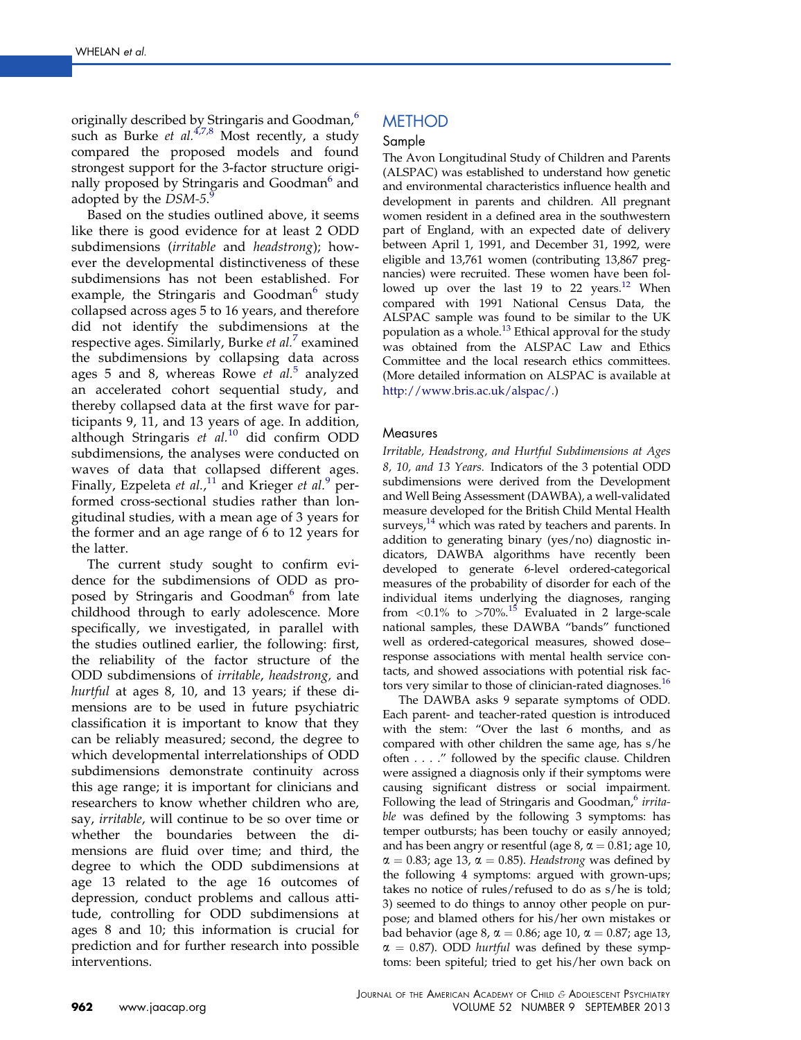originally described by Stringaris and Goodman,[6] such as Burke *et al.*[4,7,8] Most recently, a study compared the proposed models and found strongest support for the 3-factor structure originally proposed by Stringaris and Goodman[6] and adopted by the *DSM-5*.[9]

Based on the studies outlined above, it seems like there is good evidence for at least 2 ODD subdimensions (*irritable* and *headstrong*); however the developmental distinctiveness of these subdimensions has not been established. For example, the Stringaris and Goodman[6] study collapsed across ages 5 to 16 years, and therefore did not identify the subdimensions at the respective ages. Similarly, Burke *et al.*[7] examined the subdimensions by collapsing data across ages 5 and 8, whereas Rowe *et al.*[5] analyzed an accelerated cohort sequential study, and thereby collapsed data at the first wave for participants 9, 11, and 13 years of age. In addition, although Stringaris *et al.*[10] did confirm ODD subdimensions, the analyses were conducted on waves of data that collapsed different ages. Finally, Ezpeleta *et al.*,[11] and Krieger *et al.*[9] performed cross-sectional studies rather than longitudinal studies, with a mean age of 3 years for the former and an age range of 6 to 12 years for the latter.

The current study sought to confirm evidence for the subdimensions of ODD as proposed by Stringaris and Goodman[6] from late childhood through to early adolescence. More specifically, we investigated, in parallel with the studies outlined earlier, the following: first, the reliability of the factor structure of the ODD subdimensions of *irritable*, *headstrong*, and *hurtful* at ages 8, 10, and 13 years; if these dimensions are to be used in future psychiatric classification it is important to know that they can be reliably measured; second, the degree to which developmental interrelationships of ODD subdimensions demonstrate continuity across this age range; it is important for clinicians and researchers to know whether children who are, say, *irritable*, will continue to be so over time or whether the boundaries between the dimensions are fluid over time; and third, the degree to which the ODD subdimensions at age 13 related to the age 16 outcomes of depression, conduct problems and callous attitude, controlling for ODD subdimensions at ages 8 and 10; this information is crucial for prediction and for further research into possible interventions.

## METHOD

### Sample

The Avon Longitudinal Study of Children and Parents (ALSPAC) was established to understand how genetic and environmental characteristics influence health and development in parents and children. All pregnant women resident in a defined area in the southwestern part of England, with an expected date of delivery between April 1, 1991, and December 31, 1992, were eligible and 13,761 women (contributing 13,867 pregnancies) were recruited. These women have been followed up over the last 19 to 22 years.[12] When compared with 1991 National Census Data, the ALSPAC sample was found to be similar to the UK population as a whole.[13] Ethical approval for the study was obtained from the ALSPAC Law and Ethics Committee and the local research ethics committees. (More detailed information on ALSPAC is available at http://www.bris.ac.uk/alspac/.)

### Measures

*Irritable, Headstrong, and Hurtful Subdimensions at Ages 8, 10, and 13 Years.* Indicators of the 3 potential ODD subdimensions were derived from the Development and Well Being Assessment (DAWBA), a well-validated measure developed for the British Child Mental Health surveys,[14] which was rated by teachers and parents. In addition to generating binary (yes/no) diagnostic indicators, DAWBA algorithms have recently been developed to generate 6-level ordered-categorical measures of the probability of disorder for each of the individual items underlying the diagnoses, ranging from <0.1% to >70%.[15] Evaluated in 2 large-scale national samples, these DAWBA "bands" functioned well as ordered-categorical measures, showed dose–response associations with mental health service contacts, and showed associations with potential risk factors very similar to those of clinician-rated diagnoses.[16]

The DAWBA asks 9 separate symptoms of ODD. Each parent- and teacher-rated question is introduced with the stem: "Over the last 6 months, and as compared with other children the same age, has s/he often . . . ." followed by the specific clause. Children were assigned a diagnosis only if their symptoms were causing significant distress or social impairment. Following the lead of Stringaris and Goodman,[6] *irritable* was defined by the following 3 symptoms: has temper outbursts; has been touchy or easily annoyed; and has been angry or resentful (age 8, $\alpha = 0.81$; age 10, $\alpha = 0.83$; age 13, $\alpha = 0.85$). *Headstrong* was defined by the following 4 symptoms: argued with grown-ups; takes no notice of rules/refused to do as s/he is told; 3) seemed to do things to annoy other people on purpose; and blamed others for his/her own mistakes or bad behavior (age 8, $\alpha = 0.86$; age 10, $\alpha = 0.87$; age 13, $\alpha = 0.87$). ODD *hurtful* was defined by these symptoms: been spiteful; tried to get his/her own back on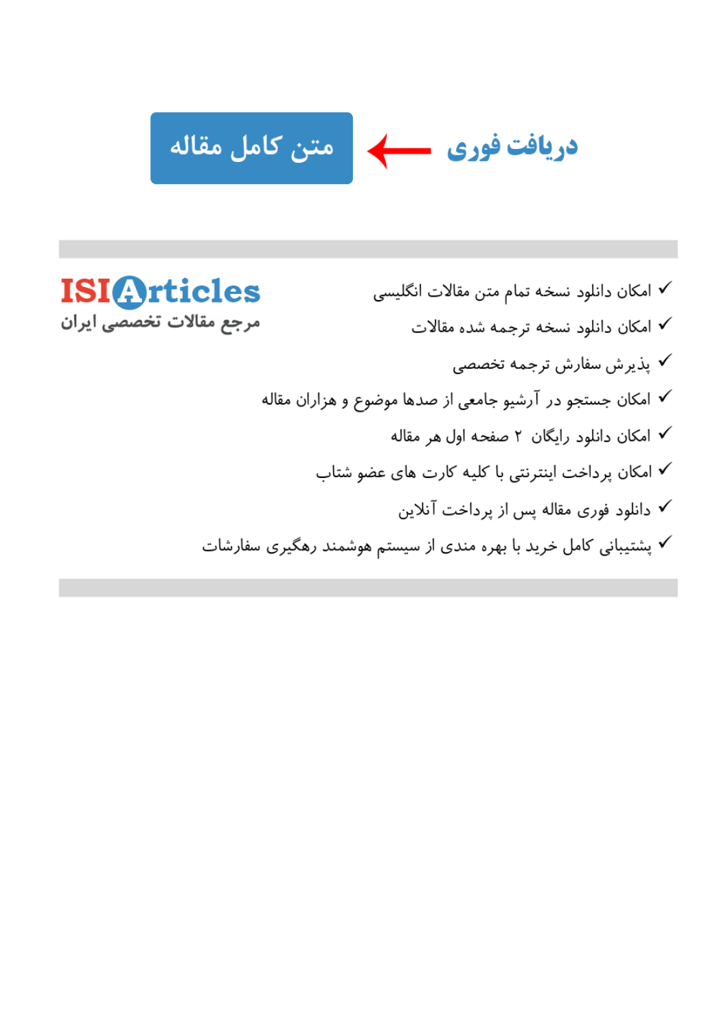دریافت فوری ← **متن کامل مقاله**

**ISIArticles**
مرجع مقالات تخصصی ایران

- ✓ امکان دانلود نسخه تمام متن مقالات انگلیسی
- ✓ امکان دانلود نسخه ترجمه شده مقالات
- ✓ پذیرش سفارش ترجمه تخصصی
- ✓ امکان جستجو در آرشیو جامعی از صدها موضوع و هزاران مقاله
- ✓ امکان دانلود رایگان ۲ صفحه اول هر مقاله
- ✓ امکان پرداخت اینترنتی با کلیه کارت های عضو شتاب
- ✓ دانلود فوری مقاله پس از پرداخت آنلاین
- ✓ پشتیبانی کامل خرید با بهره مندی از سیستم هوشمند رهگیری سفارشات